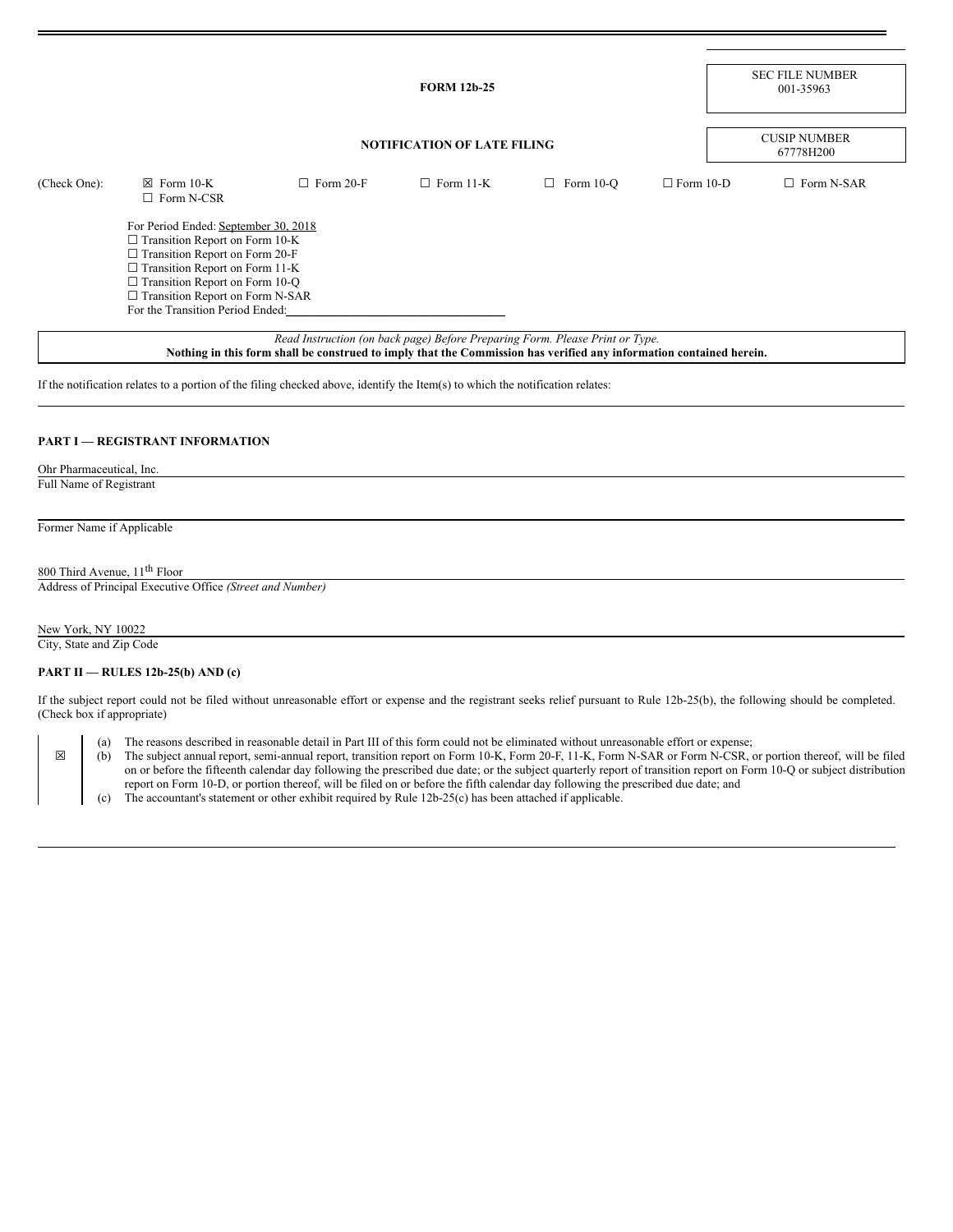| | |
|---|---|
| | SEC FILE NUMBER 001-35963 |
| | CUSIP NUMBER 67778H200 |

**FORM 12b-25**

**NOTIFICATION OF LATE FILING**

(Check One): ☒ Form 10-K ☐ Form 20-F ☐ Form 11-K ☐ Form 10-Q ☐ Form 10-D ☐ Form N-SAR ☐ Form N-CSR

For Period Ended: September 30, 2018
☐ Transition Report on Form 10-K
☐ Transition Report on Form 20-F
☐ Transition Report on Form 11-K
☐ Transition Report on Form 10-Q
☐ Transition Report on Form N-SAR
For the Transition Period Ended:

*Read Instruction (on back page) Before Preparing Form. Please Print or Type.*
**Nothing in this form shall be construed to imply that the Commission has verified any information contained herein.**

If the notification relates to a portion of the filing checked above, identify the Item(s) to which the notification relates:

**PART I — REGISTRANT INFORMATION**

Ohr Pharmaceutical, Inc.
Full Name of Registrant

Former Name if Applicable

800 Third Avenue, 11th Floor
Address of Principal Executive Office *(Street and Number)*

New York, NY 10022
City, State and Zip Code

**PART II — RULES 12b-25(b) AND (c)**

If the subject report could not be filed without unreasonable effort or expense and the registrant seeks relief pursuant to Rule 12b-25(b), the following should be completed. (Check box if appropriate)

☒
(a) The reasons described in reasonable detail in Part III of this form could not be eliminated without unreasonable effort or expense;
(b) The subject annual report, semi-annual report, transition report on Form 10-K, Form 20-F, 11-K, Form N-SAR or Form N-CSR, or portion thereof, will be filed on or before the fifteenth calendar day following the prescribed due date; or the subject quarterly report of transition report on Form 10-Q or subject distribution report on Form 10-D, or portion thereof, will be filed on or before the fifth calendar day following the prescribed due date; and
(c) The accountant's statement or other exhibit required by Rule 12b-25(c) has been attached if applicable.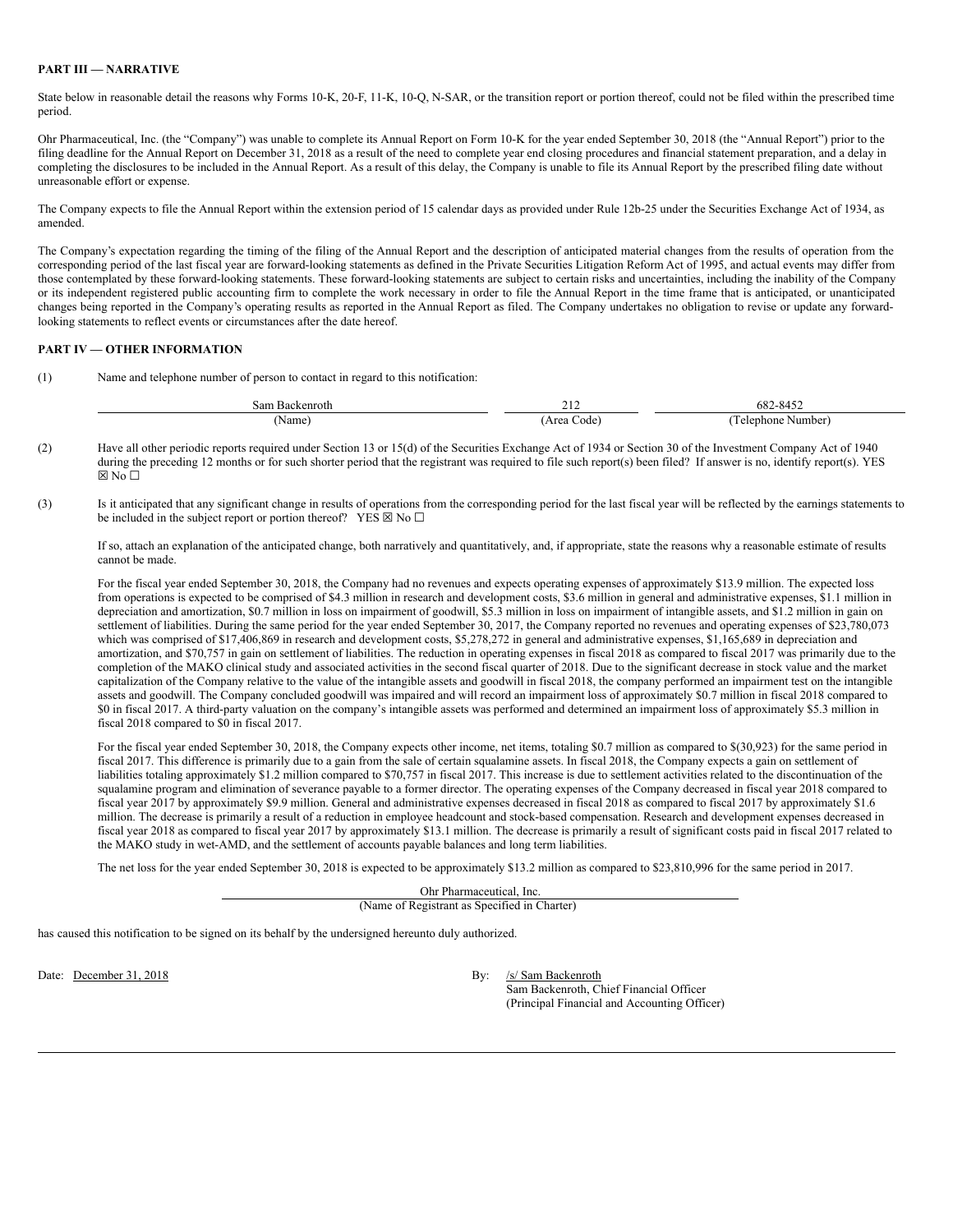**PART III — NARRATIVE**

State below in reasonable detail the reasons why Forms 10-K, 20-F, 11-K, 10-Q, N-SAR, or the transition report or portion thereof, could not be filed within the prescribed time period.

Ohr Pharmaceutical, Inc. (the "Company") was unable to complete its Annual Report on Form 10-K for the year ended September 30, 2018 (the "Annual Report") prior to the filing deadline for the Annual Report on December 31, 2018 as a result of the need to complete year end closing procedures and financial statement preparation, and a delay in completing the disclosures to be included in the Annual Report. As a result of this delay, the Company is unable to file its Annual Report by the prescribed filing date without unreasonable effort or expense.

The Company expects to file the Annual Report within the extension period of 15 calendar days as provided under Rule 12b-25 under the Securities Exchange Act of 1934, as amended.

The Company's expectation regarding the timing of the filing of the Annual Report and the description of anticipated material changes from the results of operation from the corresponding period of the last fiscal year are forward-looking statements as defined in the Private Securities Litigation Reform Act of 1995, and actual events may differ from those contemplated by these forward-looking statements. These forward-looking statements are subject to certain risks and uncertainties, including the inability of the Company or its independent registered public accounting firm to complete the work necessary in order to file the Annual Report in the time frame that is anticipated, or unanticipated changes being reported in the Company's operating results as reported in the Annual Report as filed. The Company undertakes no obligation to revise or update any forward-looking statements to reflect events or circumstances after the date hereof.

**PART IV — OTHER INFORMATION**

(1) Name and telephone number of person to contact in regard to this notification:

| Sam Backenroth | 212 | 682-8452 |
|---|---|---|
| (Name) | (Area Code) | (Telephone Number) |

(2) Have all other periodic reports required under Section 13 or 15(d) of the Securities Exchange Act of 1934 or Section 30 of the Investment Company Act of 1940 during the preceding 12 months or for such shorter period that the registrant was required to file such report(s) been filed? If answer is no, identify report(s). YES ☒ No ☐

(3) Is it anticipated that any significant change in results of operations from the corresponding period for the last fiscal year will be reflected by the earnings statements to be included in the subject report or portion thereof? YES ☒ No ☐

If so, attach an explanation of the anticipated change, both narratively and quantitatively, and, if appropriate, state the reasons why a reasonable estimate of results cannot be made.

For the fiscal year ended September 30, 2018, the Company had no revenues and expects operating expenses of approximately $13.9 million. The expected loss from operations is expected to be comprised of $4.3 million in research and development costs, $3.6 million in general and administrative expenses, $1.1 million in depreciation and amortization, $0.7 million in loss on impairment of goodwill, $5.3 million in loss on impairment of intangible assets, and $1.2 million in gain on settlement of liabilities. During the same period for the year ended September 30, 2017, the Company reported no revenues and operating expenses of $23,780,073 which was comprised of $17,406,869 in research and development costs, $5,278,272 in general and administrative expenses, $1,165,689 in depreciation and amortization, and $70,757 in gain on settlement of liabilities. The reduction in operating expenses in fiscal 2018 as compared to fiscal 2017 was primarily due to the completion of the MAKO clinical study and associated activities in the second fiscal quarter of 2018. Due to the significant decrease in stock value and the market capitalization of the Company relative to the value of the intangible assets and goodwill in fiscal 2018, the company performed an impairment test on the intangible assets and goodwill. The Company concluded goodwill was impaired and will record an impairment loss of approximately $0.7 million in fiscal 2018 compared to $0 in fiscal 2017. A third-party valuation on the company's intangible assets was performed and determined an impairment loss of approximately $5.3 million in fiscal 2018 compared to $0 in fiscal 2017.

For the fiscal year ended September 30, 2018, the Company expects other income, net items, totaling $0.7 million as compared to $(30,923) for the same period in fiscal 2017. This difference is primarily due to a gain from the sale of certain squalamine assets. In fiscal 2018, the Company expects a gain on settlement of liabilities totaling approximately $1.2 million compared to $70,757 in fiscal 2017. This increase is due to settlement activities related to the discontinuation of the squalamine program and elimination of severance payable to a former director. The operating expenses of the Company decreased in fiscal year 2018 compared to fiscal year 2017 by approximately $9.9 million. General and administrative expenses decreased in fiscal 2018 as compared to fiscal 2017 by approximately $1.6 million. The decrease is primarily a result of a reduction in employee headcount and stock-based compensation. Research and development expenses decreased in fiscal year 2018 as compared to fiscal year 2017 by approximately $13.1 million. The decrease is primarily a result of significant costs paid in fiscal 2017 related to the MAKO study in wet-AMD, and the settlement of accounts payable balances and long term liabilities.

The net loss for the year ended September 30, 2018 is expected to be approximately $13.2 million as compared to $23,810,996 for the same period in 2017.

Ohr Pharmaceutical, Inc.
(Name of Registrant as Specified in Charter)

has caused this notification to be signed on its behalf by the undersigned hereunto duly authorized.

Date: December 31, 2018

By: /s/ Sam Backenroth
Sam Backenroth, Chief Financial Officer
(Principal Financial and Accounting Officer)